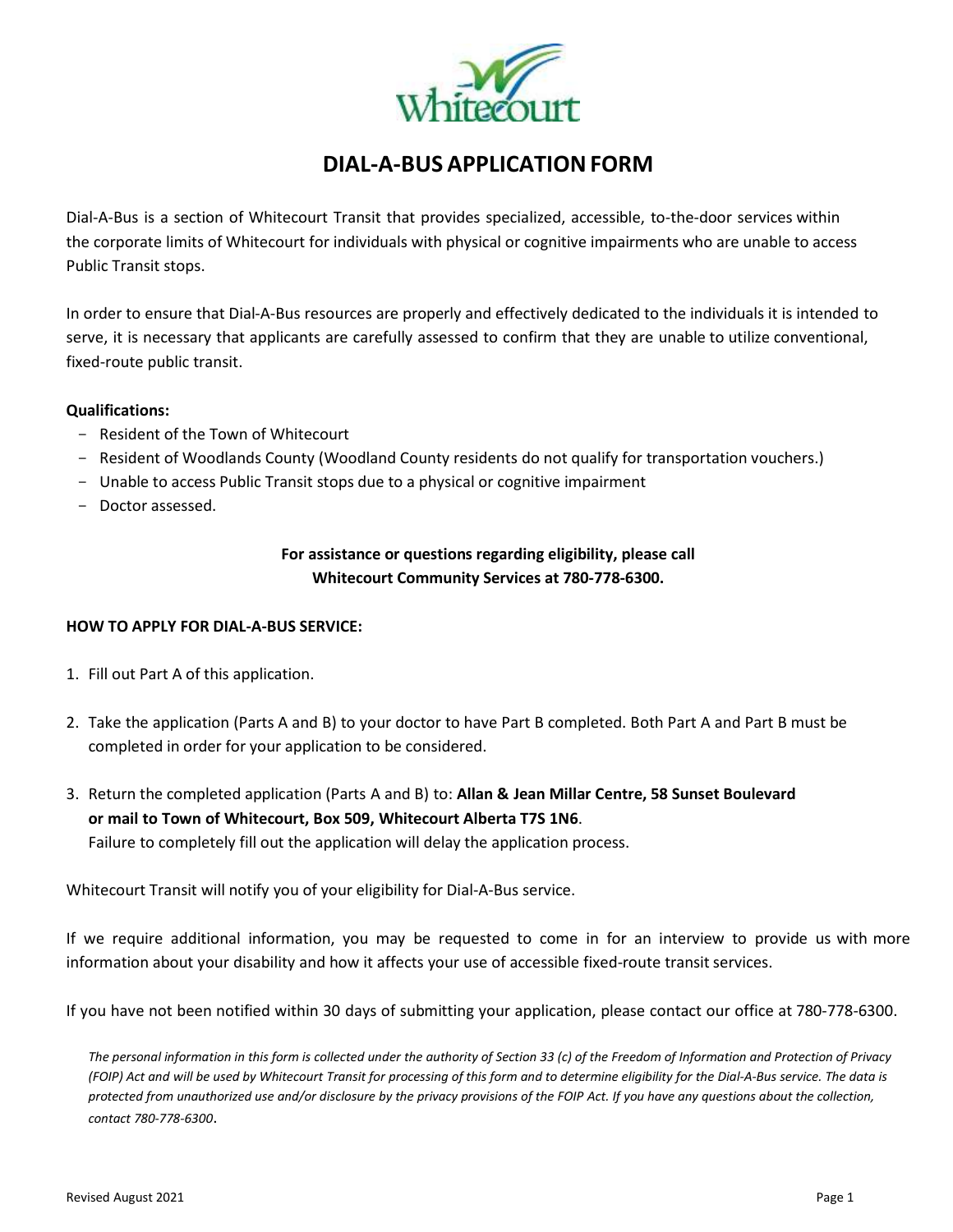# DIAL-A-BUS APPLICATION FORM

Dial-A-Bus is a section of Whitecourt Transit that provides specialized, accessible, to-the-door services within the corporate limits of Whitecourt for individuals with physical or cognitive impairments who are unable to access Public Transit stops.

In order to ensure that Dial-A-Bus resources are properly and effectively dedicated to the individuals it is intended to serve, it is necessary that applicants are carefully assessed to confirm that they are unable to utilize conventional, fixed-route public transit.

**Qualifications:**

- Resident of the Town of Whitecourt
- Resident of Woodlands County (Woodland County residents do not qualify for transportation vouchers.)
- Unable to access Public Transit stops due to a physical or cognitive impairment
- Doctor assessed.

**For assistance or questions regarding eligibility, please call Whitecourt Community Services at 780-778-6300.**

**HOW TO APPLY FOR DIAL-A-BUS SERVICE:**

1. Fill out Part A of this application.
2. Take the application (Parts A and B) to your doctor to have Part B completed. Both Part A and Part B must be completed in order for your application to be considered.
3. Return the completed application (Parts A and B) to: **Allan & Jean Millar Centre, 58 Sunset Boulevard or mail to Town of Whitecourt, Box 509, Whitecourt Alberta T7S 1N6**. Failure to completely fill out the application will delay the application process.

Whitecourt Transit will notify you of your eligibility for Dial-A-Bus service.

If we require additional information, you may be requested to come in for an interview to provide us with more information about your disability and how it affects your use of accessible fixed-route transit services.

If you have not been notified within 30 days of submitting your application, please contact our office at 780-778-6300.

*The personal information in this form is collected under the authority of Section 33 (c) of the Freedom of Information and Protection of Privacy (FOIP) Act and will be used by Whitecourt Transit for processing of this form and to determine eligibility for the Dial-A-Bus service. The data is protected from unauthorized use and/or disclosure by the privacy provisions of the FOIP Act. If you have any questions about the collection, contact 780-778-6300.*

Revised August 2021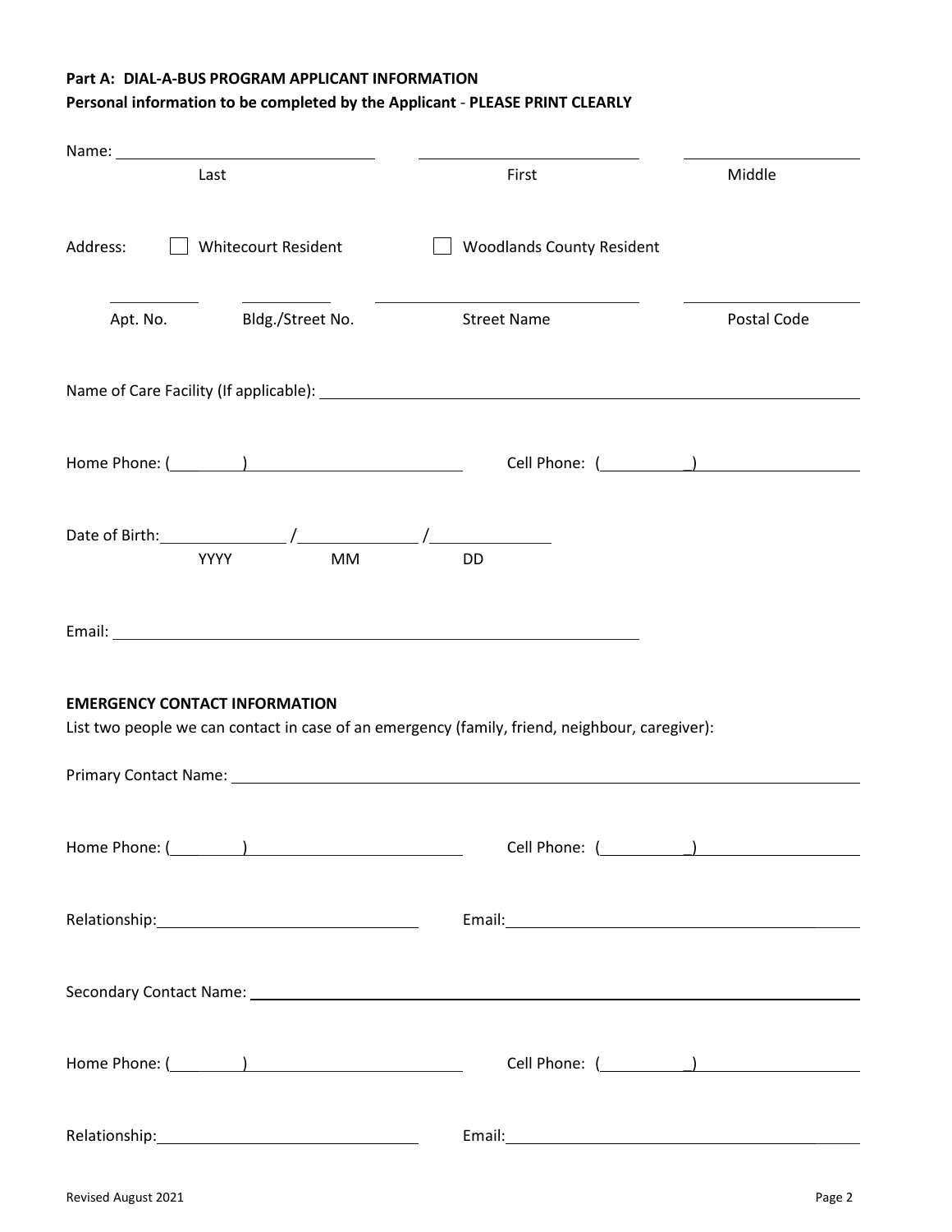**Part A: DIAL-A-BUS PROGRAM APPLICANT INFORMATION**

**Personal information to be completed by the Applicant - PLEASE PRINT CLEARLY**

Name: ______________________ ______________________ ______________________

Last First Middle

Address: ☐ Whitecourt Resident ☐ Woodlands County Resident

__________ __________ ______________________ ______________________

Apt. No. Bldg./Street No. Street Name Postal Code

Name of Care Facility (If applicable): ______________________________________________

Home Phone: (________) ______________________ Cell Phone: (________) ______________________

Date of Birth: __________ / __________ / __________

YYYY MM DD

Email: ______________________________________________

**EMERGENCY CONTACT INFORMATION**

List two people we can contact in case of an emergency (family, friend, neighbour, caregiver):

Primary Contact Name: ______________________________________________

Home Phone: (________) ______________________ Cell Phone: (________) ______________________

Relationship: ______________________ Email: ______________________

Secondary Contact Name: ______________________________________________

Home Phone: (________) ______________________ Cell Phone: (________) ______________________

Relationship: ______________________ Email: ______________________

Revised August 2021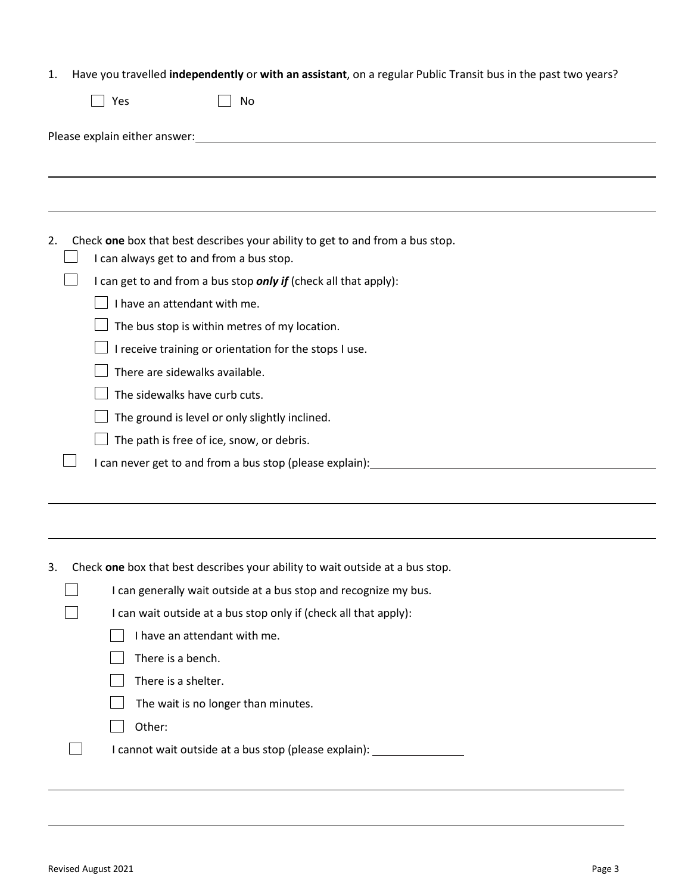1. Have you travelled **independently** or **with an assistant**, on a regular Public Transit bus in the past two years?

   - [ ] Yes
   - [ ] No

Please explain either answer: ______________________________________________

______________________________________________

______________________________________________

2. Check **one** box that best describes your ability to get to and from a bus stop.

   - [ ] I can always get to and from a bus stop.
   - [ ] I can get to and from a bus stop ***only if*** (check all that apply):
     - [ ] I have an attendant with me.
     - [ ] The bus stop is within metres of my location.
     - [ ] I receive training or orientation for the stops I use.
     - [ ] There are sidewalks available.
     - [ ] The sidewalks have curb cuts.
     - [ ] The ground is level or only slightly inclined.
     - [ ] The path is free of ice, snow, or debris.
   - [ ] I can never get to and from a bus stop (please explain): ______________________________________________

______________________________________________

______________________________________________

3. Check **one** box that best describes your ability to wait outside at a bus stop.

   - [ ] I can generally wait outside at a bus stop and recognize my bus.
   - [ ] I can wait outside at a bus stop only if (check all that apply):
     - [ ] I have an attendant with me.
     - [ ] There is a bench.
     - [ ] There is a shelter.
     - [ ] The wait is no longer than minutes.
     - [ ] Other:
   - [ ] I cannot wait outside at a bus stop (please explain): ______________

______________________________________________

______________________________________________

Revised August 2021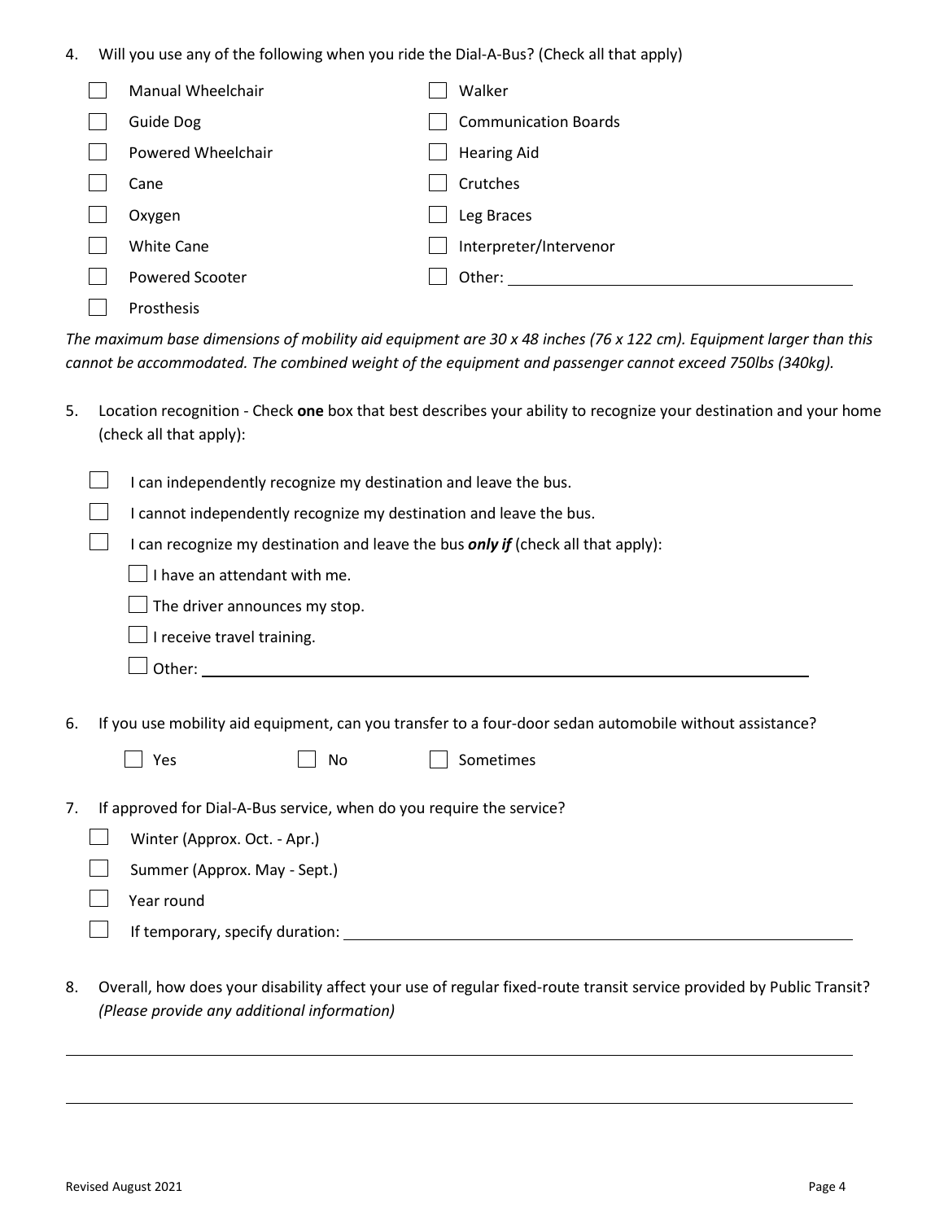4. Will you use any of the following when you ride the Dial-A-Bus? (Check all that apply)

- ☐ Manual Wheelchair
- ☐ Guide Dog
- ☐ Powered Wheelchair
- ☐ Cane
- ☐ Oxygen
- ☐ White Cane
- ☐ Powered Scooter
- ☐ Prosthesis
- ☐ Walker
- ☐ Communication Boards
- ☐ Hearing Aid
- ☐ Crutches
- ☐ Leg Braces
- ☐ Interpreter/Intervenor
- ☐ Other: ______________________________

*The maximum base dimensions of mobility aid equipment are 30 x 48 inches (76 x 122 cm). Equipment larger than this cannot be accommodated. The combined weight of the equipment and passenger cannot exceed 750lbs (340kg).*

5. Location recognition - Check **one** box that best describes your ability to recognize your destination and your home (check all that apply):

- ☐ I can independently recognize my destination and leave the bus.
- ☐ I cannot independently recognize my destination and leave the bus.
- ☐ I can recognize my destination and leave the bus ***only if*** (check all that apply):
  - ☐ I have an attendant with me.
  - ☐ The driver announces my stop.
  - ☐ I receive travel training.
  - ☐ Other: ______________________________

6. If you use mobility aid equipment, can you transfer to a four-door sedan automobile without assistance?

☐ Yes ☐ No ☐ Sometimes

7. If approved for Dial-A-Bus service, when do you require the service?

- ☐ Winter (Approx. Oct. - Apr.)
- ☐ Summer (Approx. May - Sept.)
- ☐ Year round
- ☐ If temporary, specify duration: ______________________________

8. Overall, how does your disability affect your use of regular fixed-route transit service provided by Public Transit? *(Please provide any additional information)*

______________________________________________________________________

______________________________________________________________________

Revised August 2021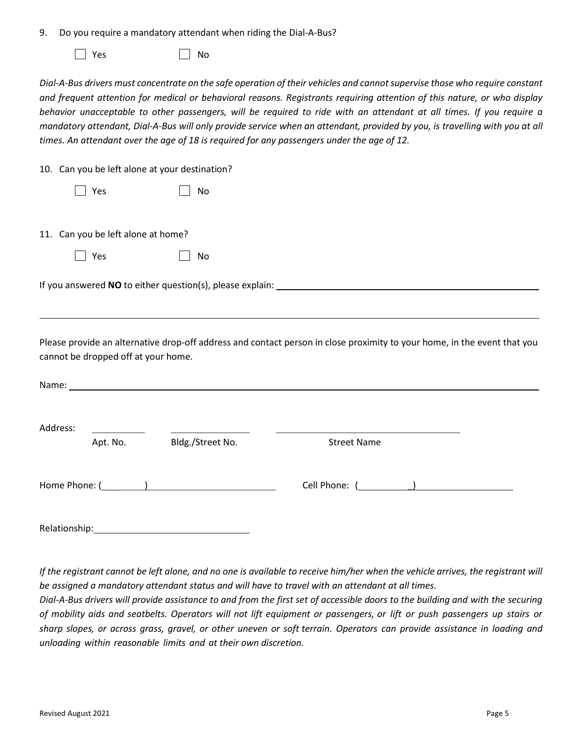9. Do you require a mandatory attendant when riding the Dial-A-Bus?

☐ Yes ☐ No

*Dial-A-Bus drivers must concentrate on the safe operation of their vehicles and cannot supervise those who require constant and frequent attention for medical or behavioral reasons. Registrants requiring attention of this nature, or who display behavior unacceptable to other passengers, will be required to ride with an attendant at all times. If you require a mandatory attendant, Dial-A-Bus will only provide service when an attendant, provided by you, is travelling with you at all times. An attendant over the age of 18 is required for any passengers under the age of 12.*

10. Can you be left alone at your destination?

☐ Yes ☐ No

11. Can you be left alone at home?

☐ Yes ☐ No

If you answered **NO** to either question(s), please explain: ______________________________________________

______________________________________________________________________________

Please provide an alternative drop-off address and contact person in close proximity to your home, in the event that you cannot be dropped off at your home.

Name: ______________________________________________________________________

Address: __________ ______________ ______________________________
Apt. No. Bldg./Street No. Street Name

Home Phone: (________) ______________________ Cell Phone: (__________) ____________________

Relationship: ______________________________

*If the registrant cannot be left alone, and no one is available to receive him/her when the vehicle arrives, the registrant will be assigned a mandatory attendant status and will have to travel with an attendant at all times.*
*Dial-A-Bus drivers will provide assistance to and from the first set of accessible doors to the building and with the securing of mobility aids and seatbelts. Operators will not lift equipment or passengers, or lift or push passengers up stairs or sharp slopes, or across grass, gravel, or other uneven or soft terrain. Operators can provide assistance in loading and unloading within reasonable limits and at their own discretion.*

Revised August 2021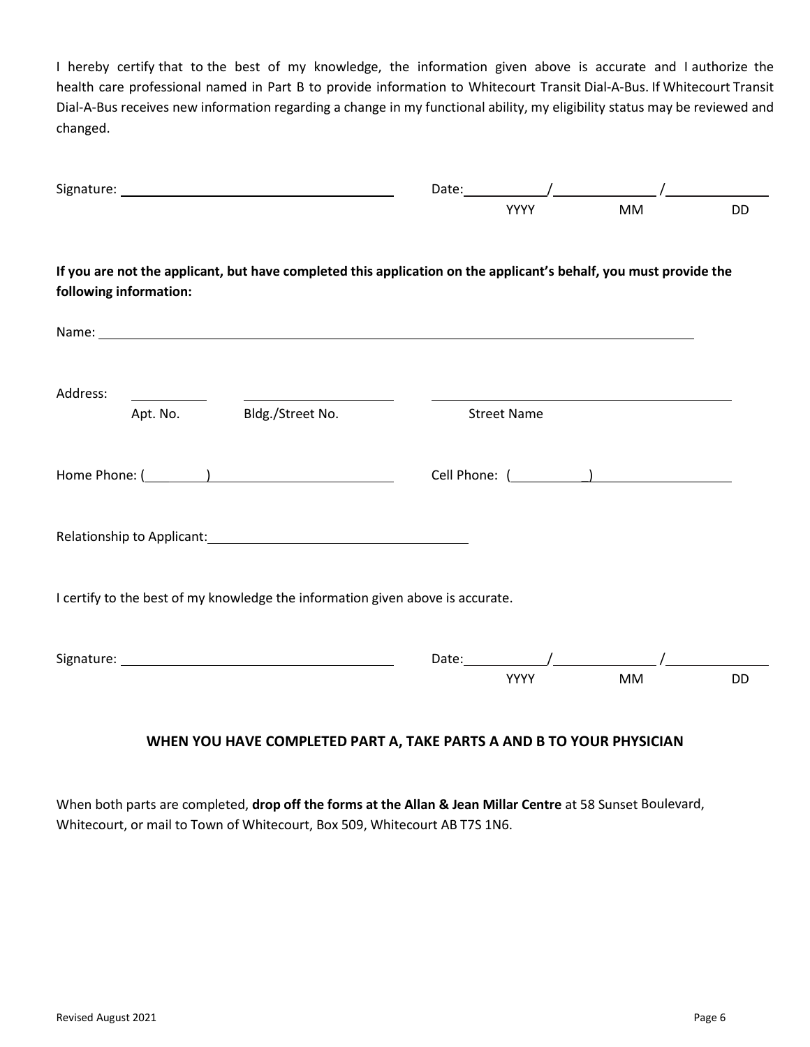I hereby certify that to the best of my knowledge, the information given above is accurate and I authorize the health care professional named in Part B to provide information to Whitecourt Transit Dial-A-Bus. If Whitecourt Transit Dial-A-Bus receives new information regarding a change in my functional ability, my eligibility status may be reviewed and changed.

Signature: ______________________________ Date: ________ / ________ / ________
YYYY MM DD

**If you are not the applicant, but have completed this application on the applicant's behalf, you must provide the following information:**

Name: ____________________________________________________________

Address: ________ ______________ ______________________________
Apt. No. Bldg./Street No. Street Name

Home Phone: ( ) ______________________ Cell Phone: ( ) ______________________

Relationship to Applicant: ______________________________

I certify to the best of my knowledge the information given above is accurate.

Signature: ______________________________ Date: ________ / ________ / ________
YYYY MM DD

**WHEN YOU HAVE COMPLETED PART A, TAKE PARTS A AND B TO YOUR PHYSICIAN**

When both parts are completed, **drop off the forms at the Allan & Jean Millar Centre** at 58 Sunset Boulevard, Whitecourt, or mail to Town of Whitecourt, Box 509, Whitecourt AB T7S 1N6.

Revised August 2021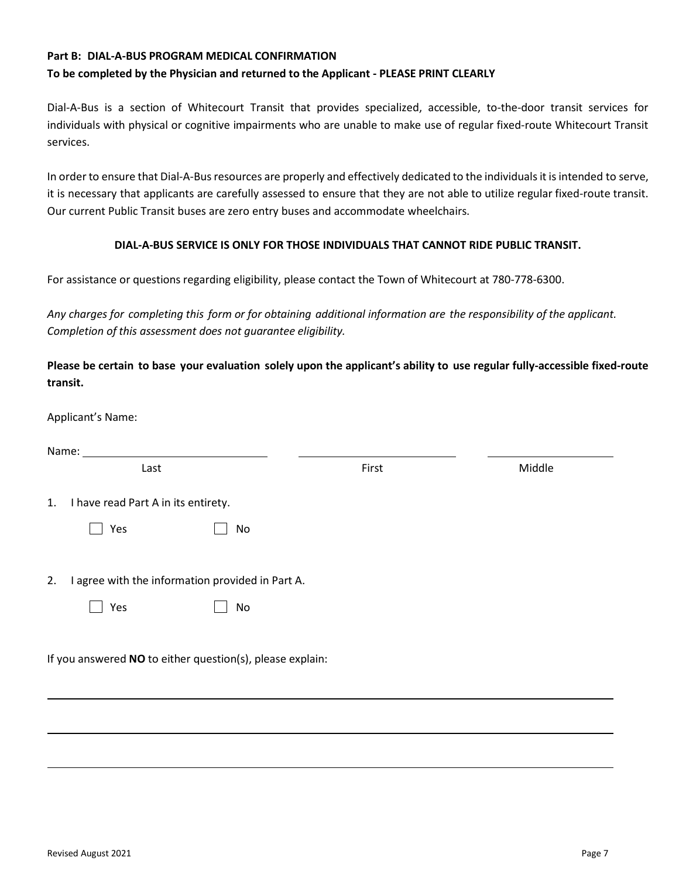**Part B: DIAL-A-BUS PROGRAM MEDICAL CONFIRMATION**

**To be completed by the Physician and returned to the Applicant - PLEASE PRINT CLEARLY**

Dial-A-Bus is a section of Whitecourt Transit that provides specialized, accessible, to-the-door transit services for individuals with physical or cognitive impairments who are unable to make use of regular fixed-route Whitecourt Transit services.

In order to ensure that Dial-A-Bus resources are properly and effectively dedicated to the individuals it is intended to serve, it is necessary that applicants are carefully assessed to ensure that they are not able to utilize regular fixed-route transit. Our current Public Transit buses are zero entry buses and accommodate wheelchairs.

**DIAL-A-BUS SERVICE IS ONLY FOR THOSE INDIVIDUALS THAT CANNOT RIDE PUBLIC TRANSIT.**

For assistance or questions regarding eligibility, please contact the Town of Whitecourt at 780-778-6300.

*Any charges for completing this form or for obtaining additional information are the responsibility of the applicant. Completion of this assessment does not guarantee eligibility.*

**Please be certain to base your evaluation solely upon the applicant's ability to use regular fully-accessible fixed-route transit.**

Applicant's Name:

Name: ______________________ ______________________ ______________________
Last First Middle

1. I have read Part A in its entirety.

   ☐ Yes ☐ No

2. I agree with the information provided in Part A.

   ☐ Yes ☐ No

If you answered **NO** to either question(s), please explain:

_______________________________________________________________________

_______________________________________________________________________

_______________________________________________________________________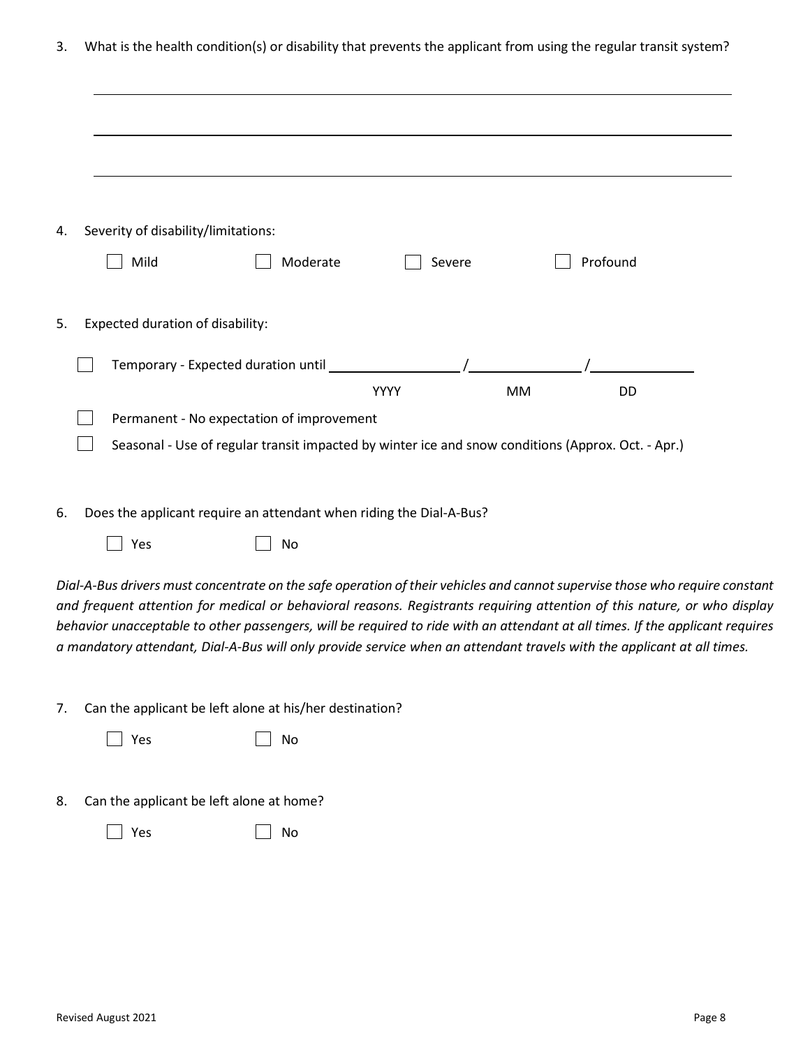3. What is the health condition(s) or disability that prevents the applicant from using the regular transit system?

\_\_\_\_\_\_\_\_\_\_\_\_\_\_\_\_\_\_\_\_\_\_\_\_\_\_\_\_\_\_\_\_\_\_\_\_\_\_\_\_\_\_\_\_\_\_\_\_\_\_\_\_\_\_\_\_\_\_\_\_\_\_\_\_\_\_\_\_\_\_\_\_

\_\_\_\_\_\_\_\_\_\_\_\_\_\_\_\_\_\_\_\_\_\_\_\_\_\_\_\_\_\_\_\_\_\_\_\_\_\_\_\_\_\_\_\_\_\_\_\_\_\_\_\_\_\_\_\_\_\_\_\_\_\_\_\_\_\_\_\_\_\_\_\_

\_\_\_\_\_\_\_\_\_\_\_\_\_\_\_\_\_\_\_\_\_\_\_\_\_\_\_\_\_\_\_\_\_\_\_\_\_\_\_\_\_\_\_\_\_\_\_\_\_\_\_\_\_\_\_\_\_\_\_\_\_\_\_\_\_\_\_\_\_\_\_\_

4. Severity of disability/limitations:

☐ Mild ☐ Moderate ☐ Severe ☐ Profound

5. Expected duration of disability:

☐ Temporary - Expected duration until \_\_\_\_\_\_\_\_\_\_ / \_\_\_\_\_\_\_\_\_\_ / \_\_\_\_\_\_\_\_\_\_
YYYY MM DD

☐ Permanent - No expectation of improvement

☐ Seasonal - Use of regular transit impacted by winter ice and snow conditions (Approx. Oct. - Apr.)

6. Does the applicant require an attendant when riding the Dial-A-Bus?

☐ Yes ☐ No

*Dial-A-Bus drivers must concentrate on the safe operation of their vehicles and cannot supervise those who require constant and frequent attention for medical or behavioral reasons. Registrants requiring attention of this nature, or who display behavior unacceptable to other passengers, will be required to ride with an attendant at all times. If the applicant requires a mandatory attendant, Dial-A-Bus will only provide service when an attendant travels with the applicant at all times.*

7. Can the applicant be left alone at his/her destination?

☐ Yes ☐ No

8. Can the applicant be left alone at home?

☐ Yes ☐ No

Revised August 2021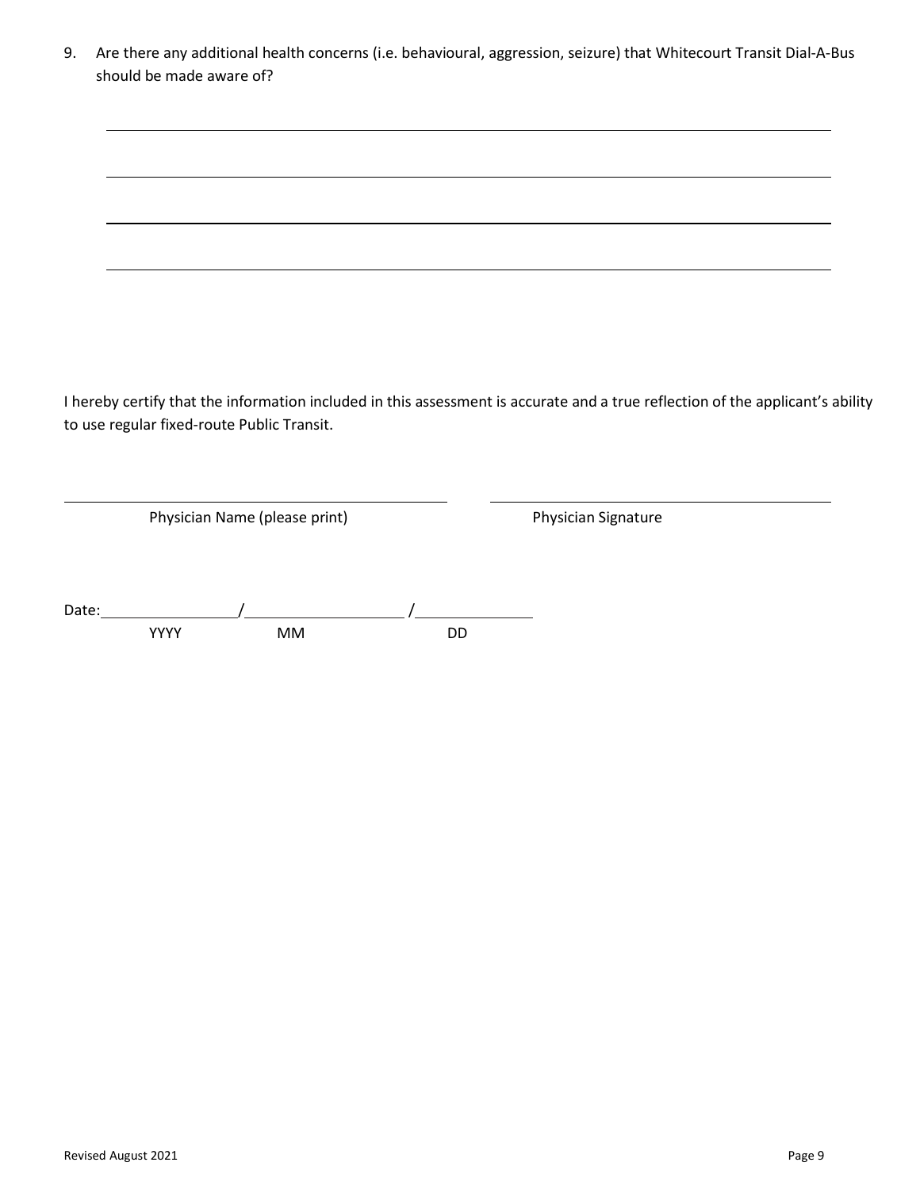9. Are there any additional health concerns (i.e. behavioural, aggression, seizure) that Whitecourt Transit Dial-A-Bus should be made aware of?

\_\_\_\_\_\_\_\_\_\_\_\_\_\_\_\_\_\_\_\_\_\_\_\_\_\_\_\_\_\_\_\_\_\_\_\_\_\_\_\_\_\_\_\_\_\_\_\_\_\_\_\_\_\_\_\_\_\_\_\_

\_\_\_\_\_\_\_\_\_\_\_\_\_\_\_\_\_\_\_\_\_\_\_\_\_\_\_\_\_\_\_\_\_\_\_\_\_\_\_\_\_\_\_\_\_\_\_\_\_\_\_\_\_\_\_\_\_\_\_\_

\_\_\_\_\_\_\_\_\_\_\_\_\_\_\_\_\_\_\_\_\_\_\_\_\_\_\_\_\_\_\_\_\_\_\_\_\_\_\_\_\_\_\_\_\_\_\_\_\_\_\_\_\_\_\_\_\_\_\_\_

\_\_\_\_\_\_\_\_\_\_\_\_\_\_\_\_\_\_\_\_\_\_\_\_\_\_\_\_\_\_\_\_\_\_\_\_\_\_\_\_\_\_\_\_\_\_\_\_\_\_\_\_\_\_\_\_\_\_\_\_

I hereby certify that the information included in this assessment is accurate and a true reflection of the applicant's ability to use regular fixed-route Public Transit.

\_\_\_\_\_\_\_\_\_\_\_\_\_\_\_\_\_\_\_\_\_\_\_\_\_\_\_\_\_\_ \_\_\_\_\_\_\_\_\_\_\_\_\_\_\_\_\_\_\_\_\_\_\_\_\_\_\_\_\_\_

Physician Name (please print) Physician Signature

Date:\_\_\_\_\_\_\_\_\_\_/\_\_\_\_\_\_\_\_\_\_/\_\_\_\_\_\_\_\_\_\_

YYYY MM DD